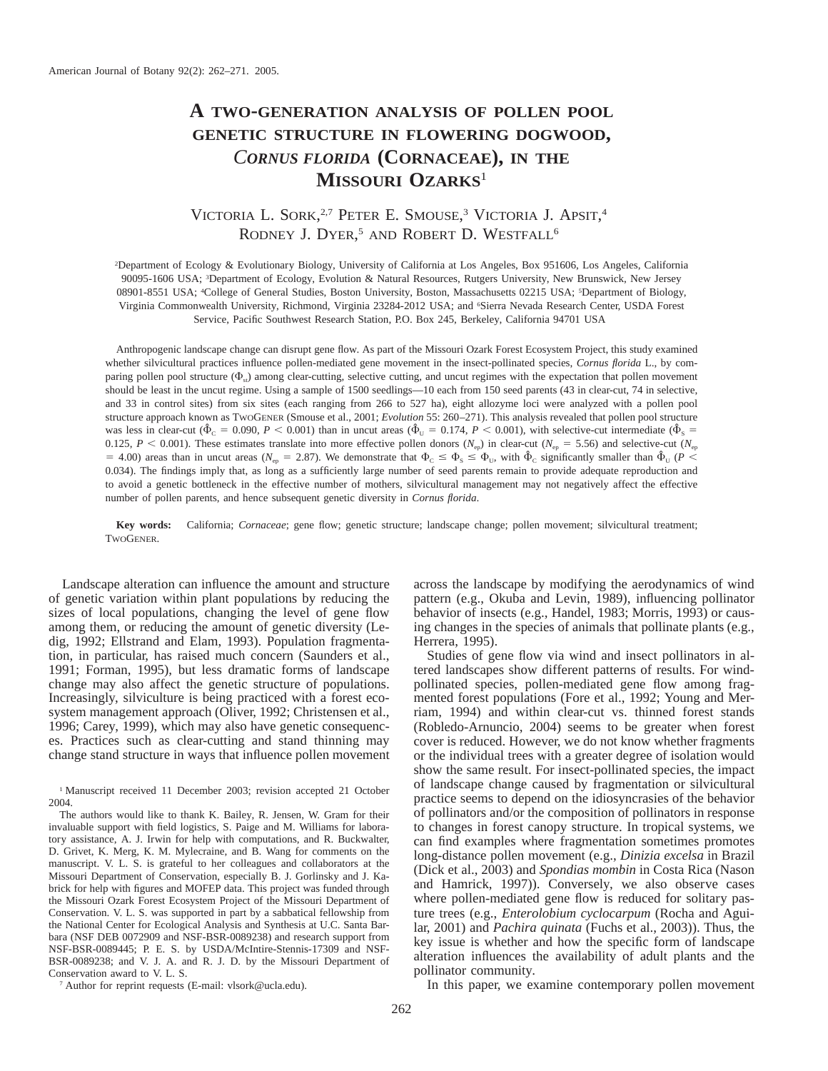# A TWO-GENERATION ANALYSIS OF POLLEN POOL GENETIC STRUCTURE IN FLOWERING DOGWOOD, *CORNUS FLORIDA* (CORNACEAE), IN THE MISSOURI OZARKS[1]

VICTORIA L. SORK,[2,7] PETER E. SMOUSE,[3] VICTORIA J. APSIT,[4] RODNEY J. DYER,[5] AND ROBERT D. WESTFALL[6]

[2]Department of Ecology & Evolutionary Biology, University of California at Los Angeles, Box 951606, Los Angeles, California 90095-1606 USA; [3]Department of Ecology, Evolution & Natural Resources, Rutgers University, New Brunswick, New Jersey 08901-8551 USA; [4]College of General Studies, Boston University, Boston, Massachusetts 02215 USA; [5]Department of Biology, Virginia Commonwealth University, Richmond, Virginia 23284-2012 USA; and [6]Sierra Nevada Research Center, USDA Forest Service, Pacific Southwest Research Station, P.O. Box 245, Berkeley, California 94701 USA

Anthropogenic landscape change can disrupt gene flow. As part of the Missouri Ozark Forest Ecosystem Project, this study examined whether silvicultural practices influence pollen-mediated gene movement in the insect-pollinated species, *Cornus florida* L., by comparing pollen pool structure ($\Phi_{st}$) among clear-cutting, selective cutting, and uncut regimes with the expectation that pollen movement should be least in the uncut regime. Using a sample of 1500 seedlings—10 each from 150 seed parents (43 in clear-cut, 74 in selective, and 33 in control sites) from six sites (each ranging from 266 to 527 ha), eight allozyme loci were analyzed with a pollen pool structure approach known as TWOGENER (Smouse et al., 2001; *Evolution* 55: 260–271). This analysis revealed that pollen pool structure was less in clear-cut ($\hat{\Phi}_C = 0.090$, $P < 0.001$) than in uncut areas ($\hat{\Phi}_U = 0.174$, $P < 0.001$), with selective-cut intermediate ($\hat{\Phi}_S = 0.125$, $P < 0.001$). These estimates translate into more effective pollen donors ($N_{ep}$) in clear-cut ($N_{ep} = 5.56$) and selective-cut ($N_{ep} = 4.00$) areas than in uncut areas ($N_{ep} = 2.87$). We demonstrate that $\Phi_C \leq \Phi_S \leq \Phi_U$, with $\hat{\Phi}_C$ significantly smaller than $\hat{\Phi}_U$ ($P < 0.034$). The findings imply that, as long as a sufficiently large number of seed parents remain to provide adequate reproduction and to avoid a genetic bottleneck in the effective number of mothers, silvicultural management may not negatively affect the effective number of pollen parents, and hence subsequent genetic diversity in *Cornus florida*.

**Key words:** California; *Cornaceae*; gene flow; genetic structure; landscape change; pollen movement; silvicultural treatment; TWOGENER.

Landscape alteration can influence the amount and structure of genetic variation within plant populations by reducing the sizes of local populations, changing the level of gene flow among them, or reducing the amount of genetic diversity (Ledig, 1992; Ellstrand and Elam, 1993). Population fragmentation, in particular, has raised much concern (Saunders et al., 1991; Forman, 1995), but less dramatic forms of landscape change may also affect the genetic structure of populations. Increasingly, silviculture is being practiced with a forest ecosystem management approach (Oliver, 1992; Christensen et al., 1996; Carey, 1999), which may also have genetic consequences. Practices such as clear-cutting and stand thinning may change stand structure in ways that influence pollen movement across the landscape by modifying the aerodynamics of wind pattern (e.g., Okuba and Levin, 1989), influencing pollinator behavior of insects (e.g., Handel, 1983; Morris, 1993) or causing changes in the species of animals that pollinate plants (e.g., Herrera, 1995).

Studies of gene flow via wind and insect pollinators in altered landscapes show different patterns of results. For wind-pollinated species, pollen-mediated gene flow among fragmented forest populations (Fore et al., 1992; Young and Merriam, 1994) and within clear-cut vs. thinned forest stands (Robledo-Arnuncio, 2004) seems to be greater when forest cover is reduced. However, we do not know whether fragments or the individual trees with a greater degree of isolation would show the same result. For insect-pollinated species, the impact of landscape change caused by fragmentation or silvicultural practice seems to depend on the idiosyncrasies of the behavior of pollinators and/or the composition of pollinators in response to changes in forest canopy structure. In tropical systems, we can find examples where fragmentation sometimes promotes long-distance pollen movement (e.g., *Dinizia excelsa* in Brazil (Dick et al., 2003) and *Spondias mombin* in Costa Rica (Nason and Hamrick, 1997)). Conversely, we also observe cases where pollen-mediated gene flow is reduced for solitary pasture trees (e.g., *Enterolobium cyclocarpum* (Rocha and Aguilar, 2001) and *Pachira quinata* (Fuchs et al., 2003)). Thus, the key issue is whether and how the specific form of landscape alteration influences the availability of adult plants and the pollinator community.

In this paper, we examine contemporary pollen movement

---

[1] Manuscript received 11 December 2003; revision accepted 21 October 2004.

The authors would like to thank K. Bailey, R. Jensen, W. Gram for their invaluable support with field logistics, S. Paige and M. Williams for laboratory assistance, A. J. Irwin for help with computations, and R. Buckwalter, D. Grivet, K. Merg, K. M. Mylecraine, and B. Wang for comments on the manuscript. V. L. S. is grateful to her colleagues and collaborators at the Missouri Department of Conservation, especially B. J. Gorlinsky and J. Kabrick for help with figures and MOFEP data. This project was funded through the Missouri Ozark Forest Ecosystem Project of the Missouri Department of Conservation. V. L. S. was supported in part by a sabbatical fellowship from the National Center for Ecological Analysis and Synthesis at U.C. Santa Barbara (NSF DEB 0072909 and NSF-BSR-0089238) and research support from NSF-BSR-0089445; P. E. S. by USDA/McIntire-Stennis-17309 and NSF-BSR-0089238; and V. J. A. and R. J. D. by the Missouri Department of Conservation award to V. L. S.

[7] Author for reprint requests (E-mail: vlsork@ucla.edu).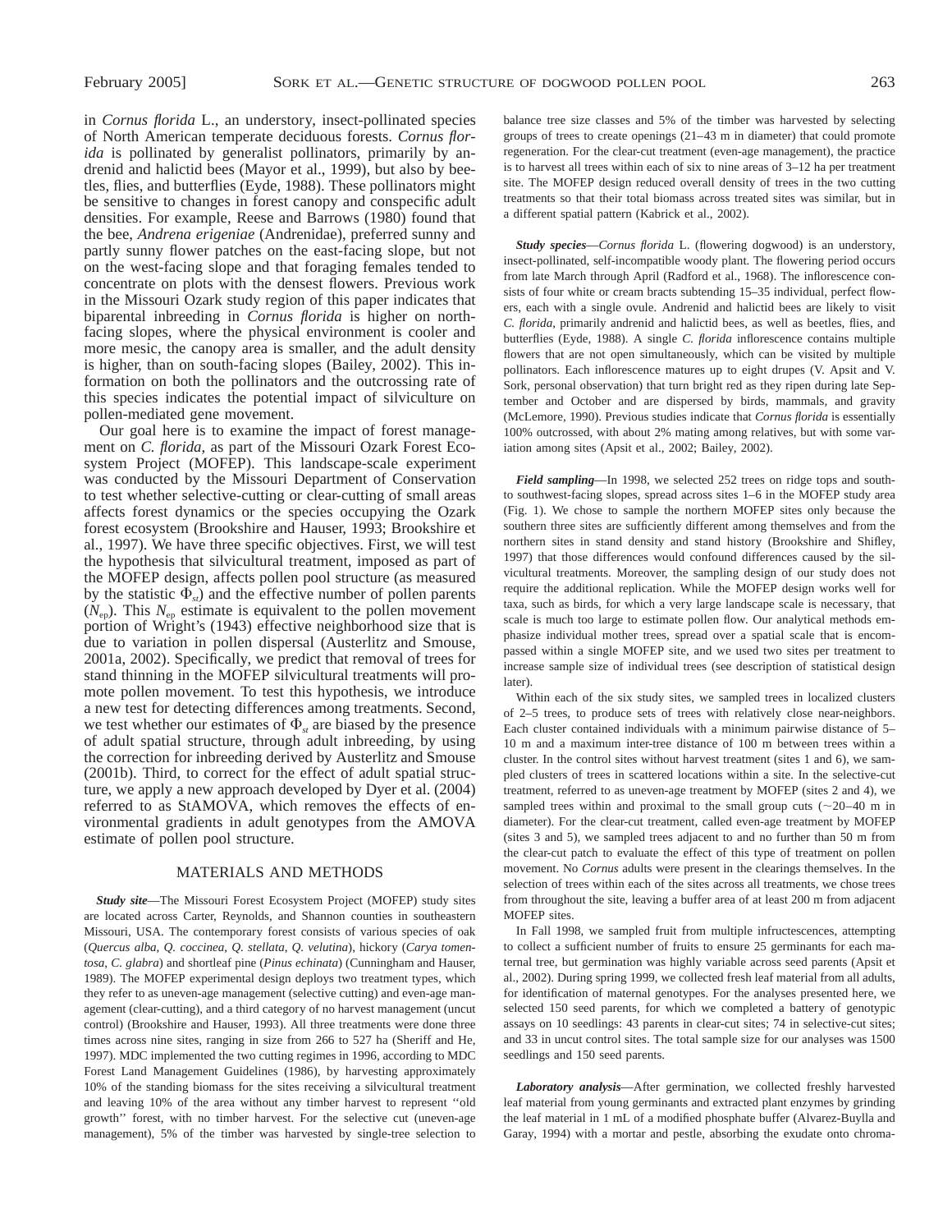in *Cornus florida* L., an understory, insect-pollinated species of North American temperate deciduous forests. *Cornus florida* is pollinated by generalist pollinators, primarily by andrenid and halictid bees (Mayor et al., 1999), but also by beetles, flies, and butterflies (Eyde, 1988). These pollinators might be sensitive to changes in forest canopy and conspecific adult densities. For example, Reese and Barrows (1980) found that the bee, *Andrena erigeniae* (Andrenidae), preferred sunny and partly sunny flower patches on the east-facing slope, but not on the west-facing slope and that foraging females tended to concentrate on plots with the densest flowers. Previous work in the Missouri Ozark study region of this paper indicates that biparental inbreeding in *Cornus florida* is higher on north-facing slopes, where the physical environment is cooler and more mesic, the canopy area is smaller, and the adult density is higher, than on south-facing slopes (Bailey, 2002). This information on both the pollinators and the outcrossing rate of this species indicates the potential impact of silviculture on pollen-mediated gene movement.

Our goal here is to examine the impact of forest management on *C. florida*, as part of the Missouri Ozark Forest Ecosystem Project (MOFEP). This landscape-scale experiment was conducted by the Missouri Department of Conservation to test whether selective-cutting or clear-cutting of small areas affects forest dynamics or the species occupying the Ozark forest ecosystem (Brookshire and Hauser, 1993; Brookshire et al., 1997). We have three specific objectives. First, we will test the hypothesis that silvicultural treatment, imposed as part of the MOFEP design, affects pollen pool structure (as measured by the statistic $\Phi_{st}$) and the effective number of pollen parents ($N_{ep}$). This $N_{ep}$ estimate is equivalent to the pollen movement portion of Wright's (1943) effective neighborhood size that is due to variation in pollen dispersal (Austerlitz and Smouse, 2001a, 2002). Specifically, we predict that removal of trees for stand thinning in the MOFEP silvicultural treatments will promote pollen movement. To test this hypothesis, we introduce a new test for detecting differences among treatments. Second, we test whether our estimates of $\Phi_{st}$ are biased by the presence of adult spatial structure, through adult inbreeding, by using the correction for inbreeding derived by Austerlitz and Smouse (2001b). Third, to correct for the effect of adult spatial structure, we apply a new approach developed by Dyer et al. (2004) referred to as StAMOVA, which removes the effects of environmental gradients in adult genotypes from the AMOVA estimate of pollen pool structure.

## MATERIALS AND METHODS

***Study site***—The Missouri Forest Ecosystem Project (MOFEP) study sites are located across Carter, Reynolds, and Shannon counties in southeastern Missouri, USA. The contemporary forest consists of various species of oak (*Quercus alba*, *Q. coccinea*, *Q. stellata*, *Q. velutina*), hickory (*Carya tomentosa*, *C. glabra*) and shortleaf pine (*Pinus echinata*) (Cunningham and Hauser, 1989). The MOFEP experimental design deploys two treatment types, which they refer to as uneven-age management (selective cutting) and even-age management (clear-cutting), and a third category of no harvest management (uncut control) (Brookshire and Hauser, 1993). All three treatments were done three times across nine sites, ranging in size from 266 to 527 ha (Sheriff and He, 1997). MDC implemented the two cutting regimes in 1996, according to MDC Forest Land Management Guidelines (1986), by harvesting approximately 10% of the standing biomass for the sites receiving a silvicultural treatment and leaving 10% of the area without any timber harvest to represent ''old growth'' forest, with no timber harvest. For the selective cut (uneven-age management), 5% of the timber was harvested by single-tree selection to balance tree size classes and 5% of the timber was harvested by selecting groups of trees to create openings (21–43 m in diameter) that could promote regeneration. For the clear-cut treatment (even-age management), the practice is to harvest all trees within each of six to nine areas of 3–12 ha per treatment site. The MOFEP design reduced overall density of trees in the two cutting treatments so that their total biomass across treated sites was similar, but in a different spatial pattern (Kabrick et al., 2002).

***Study species***—*Cornus florida* L. (flowering dogwood) is an understory, insect-pollinated, self-incompatible woody plant. The flowering period occurs from late March through April (Radford et al., 1968). The inflorescence consists of four white or cream bracts subtending 15–35 individual, perfect flowers, each with a single ovule. Andrenid and halictid bees are likely to visit *C. florida*, primarily andrenid and halictid bees, as well as beetles, flies, and butterflies (Eyde, 1988). A single *C. florida* inflorescence contains multiple flowers that are not open simultaneously, which can be visited by multiple pollinators. Each inflorescence matures up to eight drupes (V. Apsit and V. Sork, personal observation) that turn bright red as they ripen during late September and October and are dispersed by birds, mammals, and gravity (McLemore, 1990). Previous studies indicate that *Cornus florida* is essentially 100% outcrossed, with about 2% mating among relatives, but with some variation among sites (Apsit et al., 2002; Bailey, 2002).

***Field sampling***—In 1998, we selected 252 trees on ridge tops and south- to southwest-facing slopes, spread across sites 1–6 in the MOFEP study area (Fig. 1). We chose to sample the northern MOFEP sites only because the southern three sites are sufficiently different among themselves and from the northern sites in stand density and stand history (Brookshire and Shifley, 1997) that those differences would confound differences caused by the silvicultural treatments. Moreover, the sampling design of our study does not require the additional replication. While the MOFEP design works well for taxa, such as birds, for which a very large landscape scale is necessary, that scale is much too large to estimate pollen flow. Our analytical methods emphasize individual mother trees, spread over a spatial scale that is encompassed within a single MOFEP site, and we used two sites per treatment to increase sample size of individual trees (see description of statistical design later).

Within each of the six study sites, we sampled trees in localized clusters of 2–5 trees, to produce sets of trees with relatively close near-neighbors. Each cluster contained individuals with a minimum pairwise distance of 5–10 m and a maximum inter-tree distance of 100 m between trees within a cluster. In the control sites without harvest treatment (sites 1 and 6), we sampled clusters of trees in scattered locations within a site. In the selective-cut treatment, referred to as uneven-age treatment by MOFEP (sites 2 and 4), we sampled trees within and proximal to the small group cuts (~20–40 m in diameter). For the clear-cut treatment, called even-age treatment by MOFEP (sites 3 and 5), we sampled trees adjacent to and no further than 50 m from the clear-cut patch to evaluate the effect of this type of treatment on pollen movement. No *Cornus* adults were present in the clearings themselves. In the selection of trees within each of the sites across all treatments, we chose trees from throughout the site, leaving a buffer area of at least 200 m from adjacent MOFEP sites.

In Fall 1998, we sampled fruit from multiple infructescences, attempting to collect a sufficient number of fruits to ensure 25 germinants for each maternal tree, but germination was highly variable across seed parents (Apsit et al., 2002). During spring 1999, we collected fresh leaf material from all adults, for identification of maternal genotypes. For the analyses presented here, we selected 150 seed parents, for which we completed a battery of genotypic assays on 10 seedlings: 43 parents in clear-cut sites; 74 in selective-cut sites; and 33 in uncut control sites. The total sample size for our analyses was 1500 seedlings and 150 seed parents.

***Laboratory analysis***—After germination, we collected freshly harvested leaf material from young germinants and extracted plant enzymes by grinding the leaf material in 1 mL of a modified phosphate buffer (Alvarez-Buylla and Garay, 1994) with a mortar and pestle, absorbing the exudate onto chroma-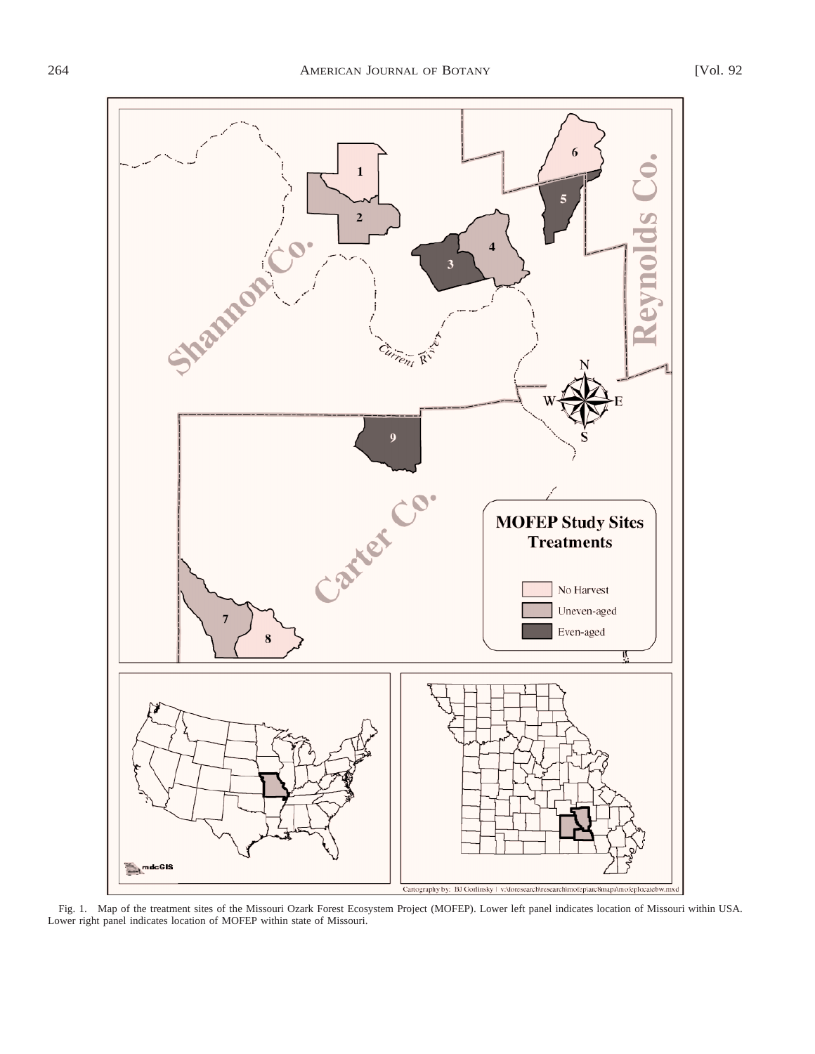Fig. 1. Map of the treatment sites of the Missouri Ozark Forest Ecosystem Project (MOFEP). Lower left panel indicates location of Missouri within USA. Lower right panel indicates location of MOFEP within state of Missouri.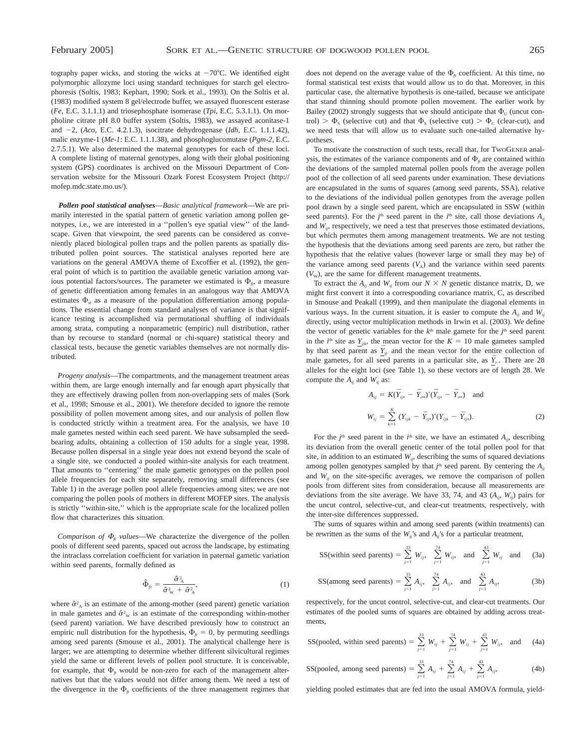tography paper wicks, and storing the wicks at −70°C. We identified eight polymorphic allozyme loci using standard techniques for starch gel electrophoresis (Soltis, 1983; Kephart, 1990; Sork et al., 1993). On the Soltis et al. (1983) modified system 8 gel/electrode buffer, we assayed fluorescent esterase (*Fe*, E.C. 3.1.1.1) and triosephosphate isomerase (*Tpi*, E.C. 5.3.1.1). On morpholine citrate pH 8.0 buffer system (Soltis, 1983), we assayed aconitase-1 and −2, (*Aco*, E.C. 4.2.1.3), isocitrate dehydrogenase (*Idh*, E.C. 1.1.1.42), malic enzyme-1 (*Me-1*: E.C. 1.1.1.38), and phosphoglucomutase (*Pgm-2*, E.C. 2.7.5.1). We also determined the maternal genotypes for each of these loci. A complete listing of maternal genotypes, along with their global positioning system (GPS) coordinates is archived on the Missouri Department of Conservation website for the Missouri Ozark Forest Ecosystem Project (http://mofep.mdc.state.mo.us/).

***Pollen pool statistical analyses***—*Basic analytical framework*—We are primarily interested in the spatial pattern of genetic variation among pollen genotypes, i.e., we are interested in a ''pollen's eye spatial view'' of the landscape. Given that viewpoint, the seed parents can be considered as conveniently placed biological pollen traps and the pollen parents as spatially distributed pollen point sources. The statistical analyses reported here are variations on the general AMOVA theme of Excoffier et al. (1992), the general point of which is to partition the available genetic variation among various potential factors/sources. The parameter we estimated is $\Phi_{ft}$, a measure of genetic differentiation among females in an analogous way that AMOVA estimates $\Phi_{st}$ as a measure of the population differentiation among populations. The essential change from standard analyses of variance is that significance testing is accomplished via permutational shuffling of individuals among strata, computing a nonparametric (empiric) null distribution, rather than by recourse to standard (normal or chi-square) statistical theory and classical tests, because the genetic variables themselves are not normally distributed.

*Progeny analysis*—The compartments, and the management treatment areas within them, are large enough internally and far enough apart physically that they are effectively drawing pollen from non-overlapping sets of males (Sork et al., 1998; Smouse et al., 2001). We therefore decided to ignore the remote possibility of pollen movement among sites, and our analysis of pollen flow is conducted strictly within a treatment area. For the analysis, we have 10 male gametes nested within each seed parent. We have subsampled the seed-bearing adults, obtaining a collection of 150 adults for a single year, 1998. Because pollen dispersal in a single year does not extend beyond the scale of a single site, we conducted a pooled within-site analysis for each treatment. That amounts to ''centering'' the male gametic genotypes on the pollen pool allele frequencies for each site separately, removing small differences (see Table 1) in the average pollen pool allele frequencies among sites; we are not comparing the pollen pools of mothers in different MOFEP sites. The analysis is strictly ''within-site,'' which is the appropriate scale for the localized pollen flow that characterizes this situation.

*Comparison of $\Phi_{ft}$ values*—We characterize the divergence of the pollen pools of different seed parents, spaced out across the landscape, by estimating the intraclass correlation coefficient for variation in paternal gametic variation within seed parents, formally defined as

$$\hat{\Phi}_{ft} = \frac{\hat{\sigma}^2_A}{\hat{\sigma}^2_W + \hat{\sigma}^2_A}, \tag{1}$$

where $\hat{\sigma}^2_A$ is an estimate of the among-mother (seed parent) genetic variation in male gametes and $\hat{\sigma}^2_W$ is an estimate of the corresponding within-mother (seed parent) variation. We have described previously how to construct an empiric null distribution for the hypothesis, $\Phi_{ft} = 0$, by permuting seedlings among seed parents (Smouse et al., 2001). The analytical challenge here is larger; we are attempting to determine whether different silvicultural regimes yield the same or different levels of pollen pool structure. It is conceivable, for example, that $\Phi_{ft}$ would be non-zero for each of the management alternatives but that the values would not differ among them. We need a test of the divergence in the $\Phi_{ft}$ coefficients of the three management regimes that does not depend on the average value of the $\Phi_{ft}$ coefficient. At this time, no formal statistical test exists that would allow us to do that. Moreover, in this particular case, the alternative hypothesis is one-tailed, because we anticipate that stand thinning should promote pollen movement. The earlier work by Bailey (2002) strongly suggests that we should anticipate that $\Phi_U$ (uncut control) > $\Phi_S$ (selective cut) and that $\Phi_S$ (selective cut) > $\Phi_C$ (clear-cut), and we need tests that will allow us to evaluate such one-tailed alternative hypotheses.

To motivate the construction of such tests, recall that, for TwoGener analysis, the estimates of the variance components and of $\Phi_{ft}$ are contained within the deviations of the sampled maternal pollen pools from the average pollen pool of the collection of all seed parents under examination. These deviations are encapsulated in the sums of squares (among seed parents, SSA), relative to the deviations of the individual pollen genotypes from the average pollen pool drawn by a single seed parent, which are encapsulated in SSW (within seed parents). For the $j^{th}$ seed parent in the $i^{th}$ site, call those deviations $A_{ij}$ and $W_{ij}$, respectively, we need a test that preserves those estimated deviations, but which permutes them among management treatments. We are not testing the hypothesis that the deviations among seed parents are zero, but rather the hypothesis that the relative values (however large or small they may be) of the variance among seed parents ($V_A$) and the variance within seed parents ($V_W$), are the same for different management treatments.

To extract the $A_{ij}$ and $W_{ij}$ from our $N \times N$ genetic distance matrix, D, we might first convert it into a corresponding covariance matrix, C, as described in Smouse and Peakall (1999), and then manipulate the diagonal elements in various ways. In the current situation, it is easier to compute the $A_{ij}$ and $W_{ij}$ directly, using vector multiplication methods in Irwin et al. (2003). We define the vector of genetic variables for the $k^{th}$ male gamete for the $j^{th}$ seed parent in the $i^{th}$ site as $\underline{Y}_{ijk}$, the mean vector for the $K = 10$ male gametes sampled by that seed parent as $\bar{\underline{Y}}_{ij\cdot}$ and the mean vector for the entire collection of male gametes, for all seed parents in a particular site, as $\bar{\underline{Y}}_{i\cdot\cdot}$. There are 28 alleles for the eight loci (see Table 1), so these vectors are of length 28. We compute the $A_{ij}$ and $W_{ij}$ as:

$$A_{ij} = K(\bar{Y}_{ij\cdot} - \bar{Y}_{i\cdot\cdot})'(\bar{Y}_{ij\cdot} - \bar{Y}_{i\cdot\cdot}) \quad \text{and}$$

$$W_{ij} = \sum_{k=1}^{K} (Y_{ijk} - \bar{Y}_{ij\cdot})'(Y_{ijk} - \bar{Y}_{ij\cdot}). \tag{2}$$

For the $j^{th}$ seed parent in the $i^{th}$ site, we have an estimated $A_{ij}$, describing its deviation from the overall genetic center of the total pollen pool for that site, in addition to an estimated $W_{ij}$, describing the sums of squared deviations among pollen genotypes sampled by that $j^{th}$ seed parent. By centering the $A_{ij}$ and $W_{ij}$ on the site-specific averages, we remove the comparison of pollen pools from different sites from consideration, because all measurements are deviations from the site average. We have 33, 74, and 43 ($A_{ij}$, $W_{ij}$) pairs for the uncut control, selective-cut, and clear-cut treatments, respectively, with the inter-site differences suppressed.

The sums of squares within and among seed parents (within treatments) can be rewritten as the sums of the $W_{ij}$'s and $A_{ij}$'s for a particular treatment,

$$\text{SS(within seed parents)} = \sum_{j=1}^{33} W_{ij}, \quad \sum_{j=1}^{74} W_{ij}, \quad \text{and} \quad \sum_{j=1}^{43} W_{ij} \quad \text{and} \tag{3a}$$

$$\text{SS(among seed parents)} = \sum_{j=1}^{33} A_{ij}, \quad \sum_{j=1}^{74} A_{ij}, \quad \text{and} \quad \sum_{j=1}^{43} A_{ij}, \tag{3b}$$

respectively, for the uncut control, selective-cut, and clear-cut treatments. Our estimates of the pooled sums of squares are obtained by adding across treatments,

$$\text{SS(pooled, within seed parents)} = \sum_{j=1}^{33} W_{ij} + \sum_{j=1}^{74} W_{ij} + \sum_{j=1}^{43} W_{ij}, \quad \text{and} \tag{4a}$$

$$\text{SS(pooled, among seed parents)} = \sum_{j=1}^{33} A_{ij} + \sum_{j=1}^{74} A_{ij} + \sum_{j=1}^{43} A_{ij}, \tag{4b}$$

yielding pooled estimates that are fed into the usual AMOVA formula, yield-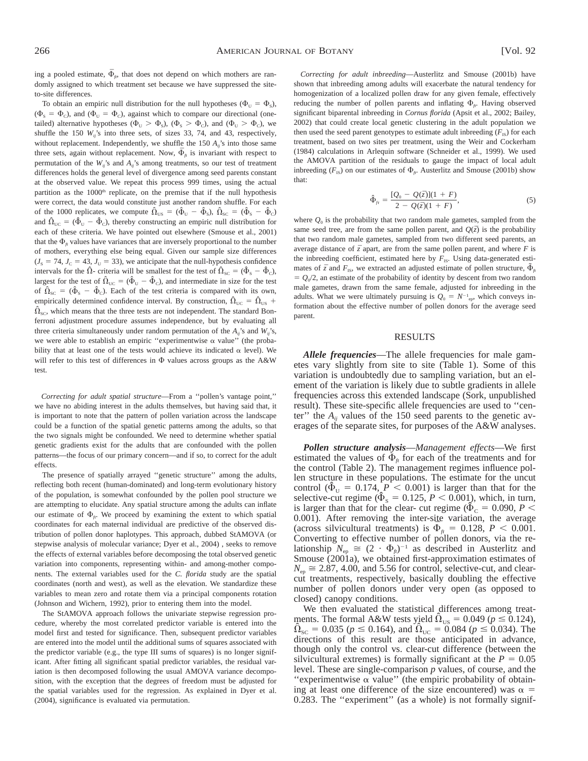ing a pooled estimate, $\bar{\Phi}_{ft}$, that does not depend on which mothers are randomly assigned to which treatment set because we have suppressed the site-to-site differences.

To obtain an empiric null distribution for the null hypotheses ($\Phi_U = \Phi_S$), ($\Phi_S = \Phi_C$), and ($\Phi_U = \Phi_C$), against which to compare our directional (one-tailed) alternative hypotheses ($\Phi_U > \Phi_S$), ($\Phi_S > \Phi_C$), and ($\Phi_U > \Phi_C$), we shuffle the 150 $W_{ij}$'s into three sets, of sizes 33, 74, and 43, respectively, without replacement. Independently, we shuffle the 150 $A_{ij}$'s into those same three sets, again without replacement. Now, $\bar{\Phi}_{ft}$ is invariant with respect to permutation of the $W_{ij}$'s and $A_{ij}$'s among treatments, so our test of treatment differences holds the general level of divergence among seed parents constant at the observed value. We repeat this process 999 times, using the actual partition as the 1000th replicate, on the premise that if the null hypothesis were correct, the data would constitute just another random shuffle. For each of the 1000 replicates, we compute $\hat{\Omega}_{US} = (\hat{\Phi}_U - \hat{\Phi}_S)$, $\hat{\Omega}_{SC} = (\hat{\Phi}_S - \hat{\Phi}_C)$ and $\hat{\Omega}_{UC} = (\hat{\Phi}_U - \hat{\Phi}_C)$, thereby constructing an empiric null distribution for each of these criteria. We have pointed out elsewhere (Smouse et al., 2001) that the $\Phi_{ft}$ values have variances that are inversely proportional to the number of mothers, everything else being equal. Given our sample size differences ($J_S = 74$, $J_C = 43$, $J_U = 33$), we anticipate that the null-hypothesis confidence intervals for the $\hat{\Omega}$- criteria will be smallest for the test of $\hat{\Omega}_{SC} = (\hat{\Phi}_S - \hat{\Phi}_C)$, largest for the test of $\hat{\Omega}_{UC} = (\hat{\Phi}_U - \hat{\Phi}_C)$, and intermediate in size for the test of $\hat{\Omega}_{SC} = (\hat{\Phi}_S - \hat{\Phi}_C)$. Each of the test criteria is compared with its own, empirically determined confidence interval. By construction, $\hat{\Omega}_{UC} = \hat{\Omega}_{US} + \hat{\Omega}_{SC}$, which means that the three tests are not independent. The standard Bonferroni adjustment procedure assumes independence, but by evaluating all three criteria simultaneously under random permutation of the $A_{ij}$'s and $W_{ij}$'s, we were able to establish an ''experimentwise $\alpha$ value'' (the probability that at least one of the tests would achieve its indicated $\alpha$ level). We will refer to this test of differences in $\Phi$ values across groups as the A&W test.

*Correcting for adult spatial structure*—From a ''pollen's vantage point,'' we have no abiding interest in the adults themselves, but having said that, it is important to note that the pattern of pollen variation across the landscape could be a function of the spatial genetic patterns among the adults, so that the two signals might be confounded. We need to determine whether spatial genetic gradients exist for the adults that are confounded with the pollen patterns—the focus of our primary concern—and if so, to correct for the adult effects.

The presence of spatially arrayed ''genetic structure'' among the adults, reflecting both recent (human-dominated) and long-term evolutionary history of the population, is somewhat confounded by the pollen pool structure we are attempting to elucidate. Any spatial structure among the adults can inflate our estimate of $\Phi_{ft}$. We proceed by examining the extent to which spatial coordinates for each maternal individual are predictive of the observed distribution of pollen donor haplotypes. This approach, dubbed StAMOVA (or stepwise analysis of molecular variance; Dyer et al., 2004) , seeks to remove the effects of external variables before decomposing the total observed genetic variation into components, representing within- and among-mother components. The external variables used for the *C. florida* study are the spatial coordinates (north and west), as well as the elevation. We standardize these variables to mean zero and rotate them via a principal components rotation (Johnson and Wichern, 1992), prior to entering them into the model.

The StAMOVA approach follows the univariate stepwise regression procedure, whereby the most correlated predictor variable is entered into the model first and tested for significance. Then, subsequent predictor variables are entered into the model until the additional sums of squares associated with the predictor variable (e.g., the type III sums of squares) is no longer significant. After fitting all significant spatial predictor variables, the residual variation is then decomposed following the usual AMOVA variance decomposition, with the exception that the degrees of freedom must be adjusted for the spatial variables used for the regression. As explained in Dyer et al. (2004), significance is evaluated via permutation.

*Correcting for adult inbreeding*—Austerlitz and Smouse (2001b) have shown that inbreeding among adults will exacerbate the natural tendency for homogenization of a localized pollen draw for any given female, effectively reducing the number of pollen parents and inflating $\Phi_{ft}$. Having observed significant biparental inbreeding in *Cornus florida* (Apsit et al., 2002; Bailey, 2002) that could create local genetic clustering in the adult population we then used the seed parent genotypes to estimate adult inbreeding ($F_{IS}$) for each treatment, based on two sites per treatment, using the Weir and Cockerham (1984) calculations in Arlequin software (Schneider et al., 1999). We used the AMOVA partition of the residuals to gauge the impact of local adult inbreeding ($F_{IS}$) on our estimates of $\Phi_{ft}$. Austerlitz and Smouse (2001b) show that:

$$\hat{\Phi}_{ft} = \frac{[Q_0 - Q(\bar{z})](1 + F)}{2 - Q(\bar{z})(1 + F)}, \tag{5}$$

where $Q_0$ is the probability that two random male gametes, sampled from the same seed tree, are from the same pollen parent, and $Q(\bar{z})$ is the probability that two random male gametes, sampled from two different seed parents, an average distance of $\bar{z}$ apart, are from the same pollen parent, and where $F$ is the inbreeding coefficient, estimated here by $F_{IS}$. Using data-generated estimates of $\bar{z}$ and $F_{IS}$, we extracted an adjusted estimate of pollen structure, $\tilde{\Phi}_{ft} = Q_0/2$, an estimate of the probability of identity by descent from two random male gametes, drawn from the same female, adjusted for inbreeding in the adults. What we were ultimately pursuing is $Q_0 = N^{-1}_{ep}$, which conveys information about the effective number of pollen donors for the average seed parent.

## RESULTS

***Allele frequencies***—The allele frequencies for male gametes vary slightly from site to site (Table 1). Some of this variation is undoubtedly due to sampling variation, but an element of the variation is likely due to subtle gradients in allele frequencies across this extended landscape (Sork, unpublished result). These site-specific allele frequencies are used to ''center'' the $A_{ij}$ values of the 150 seed parents to the genetic averages of the separate sites, for purposes of the A&W analyses.

***Pollen structure analysis***—*Management effects*—We first estimated the values of $\hat{\Phi}_{ft}$ for each of the treatments and for the control (Table 2). The management regimes influence pollen structure in these populations. The estimate for the uncut control ($\hat{\Phi}_U = 0.174$, $P < 0.001$) is larger than that for the selective-cut regime ($\hat{\Phi}_S = 0.125$, $P < 0.001$), which, in turn, is larger than that for the clear- cut regime ($\hat{\Phi}_C = 0.090$, $P < 0.001$). After removing the inter-site variation, the average (across silvicultural treatments) is $\bar{\Phi}_{ft} = 0.128$, $P < 0.001$. Converting to effective number of pollen donors, via the relationship $N_{ep} \cong (2 \cdot \Phi_{ft})^{-1}$ as described in Austerlitz and Smouse (2001a), we obtained first-approximation estimates of $N_{ep} \cong 2.87$, 4.00, and 5.56 for control, selective-cut, and clear-cut treatments, respectively, basically doubling the effective number of pollen donors under very open (as opposed to closed) canopy conditions.

We then evaluated the statistical differences among treatments. The formal A&W tests yield $\hat{\Omega}_{US} = 0.049$ ($p \leq 0.124$), $\hat{\Omega}_{SC} = 0.035$ ($p \leq 0.164$), and $\hat{\Omega}_{UC} = 0.084$ ($p \leq 0.034$). The directions of this result are those anticipated in advance, though only the control vs. clear-cut difference (between the silvicultural extremes) is formally significant at the $P = 0.05$ level. These are single-comparison $p$ values, of course, and the ''experimentwise $\alpha$ value'' (the empiric probability of obtaining at least one difference of the size encountered) was $\alpha = 0.283$. The ''experiment'' (as a whole) is not formally signif-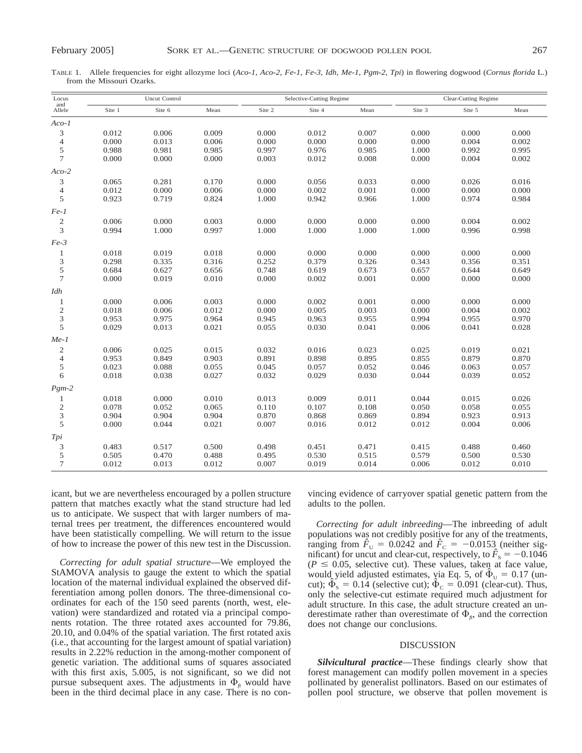TABLE 1. Allele frequencies for eight allozyme loci (*Aco-1*, *Aco-2*, *Fe-1*, *Fe-3*, *Idh*, *Me-1*, *Pgm-2*, *Tpi*) in flowering dogwood (*Cornus florida* L.) from the Missouri Ozarks.

| Locus and Allele | Uncut Control | | | Selective-Cutting Regime | | | Clear-Cutting Regime | | |
|---|---|---|---|---|---|---|---|---|---|
| | Site 1 | Site 6 | Mean | Site 2 | Site 4 | Mean | Site 3 | Site 5 | Mean |
| *Aco-1* | | | | | | | | | |
| 3 | 0.012 | 0.006 | 0.009 | 0.000 | 0.012 | 0.007 | 0.000 | 0.000 | 0.000 |
| 4 | 0.000 | 0.013 | 0.006 | 0.000 | 0.000 | 0.000 | 0.000 | 0.004 | 0.002 |
| 5 | 0.988 | 0.981 | 0.985 | 0.997 | 0.976 | 0.985 | 1.000 | 0.992 | 0.995 |
| 7 | 0.000 | 0.000 | 0.000 | 0.003 | 0.012 | 0.008 | 0.000 | 0.004 | 0.002 |
| *Aco-2* | | | | | | | | | |
| 3 | 0.065 | 0.281 | 0.170 | 0.000 | 0.056 | 0.033 | 0.000 | 0.026 | 0.016 |
| 4 | 0.012 | 0.000 | 0.006 | 0.000 | 0.002 | 0.001 | 0.000 | 0.000 | 0.000 |
| 5 | 0.923 | 0.719 | 0.824 | 1.000 | 0.942 | 0.966 | 1.000 | 0.974 | 0.984 |
| *Fe-1* | | | | | | | | | |
| 2 | 0.006 | 0.000 | 0.003 | 0.000 | 0.000 | 0.000 | 0.000 | 0.004 | 0.002 |
| 3 | 0.994 | 1.000 | 0.997 | 1.000 | 1.000 | 1.000 | 1.000 | 0.996 | 0.998 |
| *Fe-3* | | | | | | | | | |
| 1 | 0.018 | 0.019 | 0.018 | 0.000 | 0.000 | 0.000 | 0.000 | 0.000 | 0.000 |
| 3 | 0.298 | 0.335 | 0.316 | 0.252 | 0.379 | 0.326 | 0.343 | 0.356 | 0.351 |
| 5 | 0.684 | 0.627 | 0.656 | 0.748 | 0.619 | 0.673 | 0.657 | 0.644 | 0.649 |
| 7 | 0.000 | 0.019 | 0.010 | 0.000 | 0.002 | 0.001 | 0.000 | 0.000 | 0.000 |
| *Idh* | | | | | | | | | |
| 1 | 0.000 | 0.006 | 0.003 | 0.000 | 0.002 | 0.001 | 0.000 | 0.000 | 0.000 |
| 2 | 0.018 | 0.006 | 0.012 | 0.000 | 0.005 | 0.003 | 0.000 | 0.004 | 0.002 |
| 3 | 0.953 | 0.975 | 0.964 | 0.945 | 0.963 | 0.955 | 0.994 | 0.955 | 0.970 |
| 5 | 0.029 | 0.013 | 0.021 | 0.055 | 0.030 | 0.041 | 0.006 | 0.041 | 0.028 |
| *Me-1* | | | | | | | | | |
| 2 | 0.006 | 0.025 | 0.015 | 0.032 | 0.016 | 0.023 | 0.025 | 0.019 | 0.021 |
| 4 | 0.953 | 0.849 | 0.903 | 0.891 | 0.898 | 0.895 | 0.855 | 0.879 | 0.870 |
| 5 | 0.023 | 0.088 | 0.055 | 0.045 | 0.057 | 0.052 | 0.046 | 0.063 | 0.057 |
| 6 | 0.018 | 0.038 | 0.027 | 0.032 | 0.029 | 0.030 | 0.044 | 0.039 | 0.052 |
| *Pgm-2* | | | | | | | | | |
| 1 | 0.018 | 0.000 | 0.010 | 0.013 | 0.009 | 0.011 | 0.044 | 0.015 | 0.026 |
| 2 | 0.078 | 0.052 | 0.065 | 0.110 | 0.107 | 0.108 | 0.050 | 0.058 | 0.055 |
| 3 | 0.904 | 0.904 | 0.904 | 0.870 | 0.868 | 0.869 | 0.894 | 0.923 | 0.913 |
| 5 | 0.000 | 0.044 | 0.021 | 0.007 | 0.016 | 0.012 | 0.012 | 0.004 | 0.006 |
| *Tpi* | | | | | | | | | |
| 3 | 0.483 | 0.517 | 0.500 | 0.498 | 0.451 | 0.471 | 0.415 | 0.488 | 0.460 |
| 5 | 0.505 | 0.470 | 0.488 | 0.495 | 0.530 | 0.515 | 0.579 | 0.500 | 0.530 |
| 7 | 0.012 | 0.013 | 0.012 | 0.007 | 0.019 | 0.014 | 0.006 | 0.012 | 0.010 |

icant, but we are nevertheless encouraged by a pollen structure pattern that matches exactly what the stand structure had led us to anticipate. We suspect that with larger numbers of maternal trees per treatment, the differences encountered would have been statistically compelling. We will return to the issue of how to increase the power of this new test in the Discussion.

*Correcting for adult spatial structure*—We employed the StAMOVA analysis to gauge the extent to which the spatial location of the maternal individual explained the observed differentiation among pollen donors. The three-dimensional coordinates for each of the 150 seed parents (north, west, elevation) were standardized and rotated via a principal components rotation. The three rotated axes accounted for 79.86, 20.10, and 0.04% of the spatial variation. The first rotated axis (i.e., that accounting for the largest amount of spatial variation) results in 2.22% reduction in the among-mother component of genetic variation. The additional sums of squares associated with this first axis, 5.005, is not significant, so we did not pursue subsequent axes. The adjustments in $\Phi_{ft}$ would have been in the third decimal place in any case. There is no convincing evidence of carryover spatial genetic pattern from the adults to the pollen.

*Correcting for adult inbreeding*—The inbreeding of adult populations was not credibly positive for any of the treatments, ranging from $\hat{F}_U = 0.0242$ and $\hat{F}_C = -0.0153$ (neither significant) for uncut and clear-cut, respectively, to $\hat{F}_S = -0.1046$ ($P \leq 0.05$, selective cut). These values, taken at face value, would yield adjusted estimates, via Eq. 5, of $\hat{\Phi}_U = 0.17$ (uncut); $\hat{\Phi}_S = 0.14$ (selective cut); $\hat{\Phi}_C = 0.091$ (clear-cut). Thus, only the selective-cut estimate required much adjustment for adult structure. In this case, the adult structure created an underestimate rather than overestimate of $\Phi_{ft}$, and the correction does not change our conclusions.

## DISCUSSION

***Silvicultural practice***—These findings clearly show that forest management can modify pollen movement in a species pollinated by generalist pollinators. Based on our estimates of pollen pool structure, we observe that pollen movement is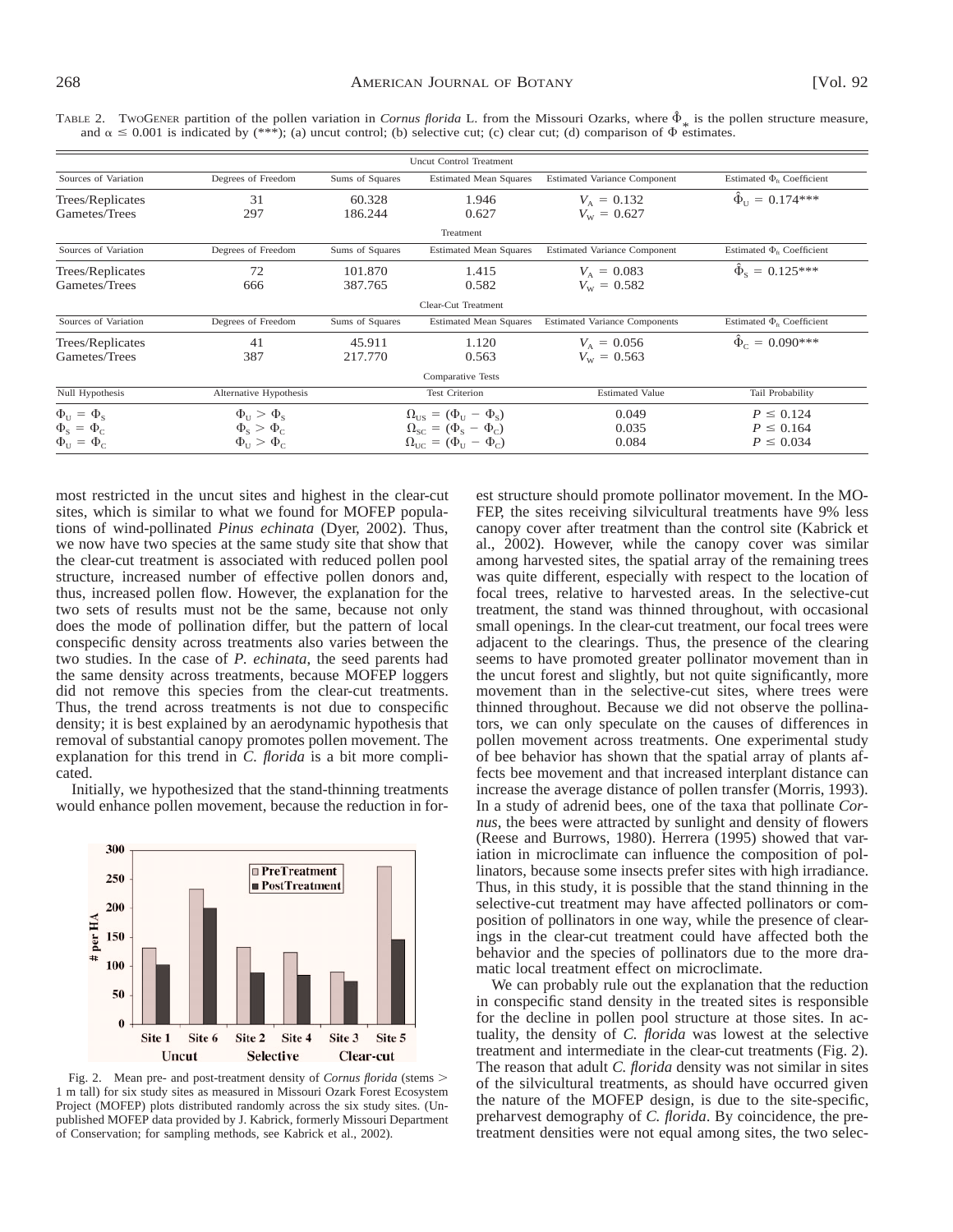TABLE 2. TwoGener partition of the pollen variation in *Cornus florida* L. from the Missouri Ozarks, where $\hat{\Phi}_*$ is the pollen structure measure, and $\alpha \leq 0.001$ is indicated by (***); (a) uncut control; (b) selective cut; (c) clear cut; (d) comparison of $\Phi$ estimates.

| Uncut Control Treatment | | | | | |
|---|---|---|---|---|---|
| Sources of Variation | Degrees of Freedom | Sums of Squares | Estimated Mean Squares | Estimated Variance Component | Estimated $\Phi_{ft}$ Coefficient |
| Trees/Replicates | 31 | 60.328 | 1.946 | $V_A = 0.132$ | $\hat{\Phi}_U = 0.174$*** |
| Gametes/Trees | 297 | 186.244 | 0.627 | $V_W = 0.627$ | |
| **Treatment** | | | | | |
| Sources of Variation | Degrees of Freedom | Sums of Squares | Estimated Mean Squares | Estimated Variance Component | Estimated $\Phi_{ft}$ Coefficient |
| Trees/Replicates | 72 | 101.870 | 1.415 | $V_A = 0.083$ | $\hat{\Phi}_S = 0.125$*** |
| Gametes/Trees | 666 | 387.765 | 0.582 | $V_W = 0.582$ | |
| **Clear-Cut Treatment** | | | | | |
| Sources of Variation | Degrees of Freedom | Sums of Squares | Estimated Mean Squares | Estimated Variance Components | Estimated $\Phi_{ft}$ Coefficient |
| Trees/Replicates | 41 | 45.911 | 1.120 | $V_A = 0.056$ | $\hat{\Phi}_C = 0.090$*** |
| Gametes/Trees | 387 | 217.770 | 0.563 | $V_W = 0.563$ | |
| **Comparative Tests** | | | | | |
| Null Hypothesis | Alternative Hypothesis | | Test Criterion | Estimated Value | Tail Probability |
| $\Phi_U = \Phi_S$ | $\Phi_U > \Phi_S$ | | $\Omega_{US} = (\Phi_U - \Phi_S)$ | 0.049 | $P \leq 0.124$ |
| $\Phi_S = \Phi_C$ | $\Phi_S > \Phi_C$ | | $\Omega_{SC} = (\Phi_S - \Phi_C)$ | 0.035 | $P \leq 0.164$ |
| $\Phi_U = \Phi_C$ | $\Phi_U > \Phi_C$ | | $\Omega_{UC} = (\Phi_U - \Phi_C)$ | 0.084 | $P \leq 0.034$ |

most restricted in the uncut sites and highest in the clear-cut sites, which is similar to what we found for MOFEP populations of wind-pollinated *Pinus echinata* (Dyer, 2002). Thus, we now have two species at the same study site that show that the clear-cut treatment is associated with reduced pollen pool structure, increased number of effective pollen donors and, thus, increased pollen flow. However, the explanation for the two sets of results must not be the same, because not only does the mode of pollination differ, but the pattern of local conspecific density across treatments also varies between the two studies. In the case of *P. echinata*, the seed parents had the same density across treatments, because MOFEP loggers did not remove this species from the clear-cut treatments. Thus, the trend across treatments is not due to conspecific density; it is best explained by an aerodynamic hypothesis that removal of substantial canopy promotes pollen movement. The explanation for this trend in *C. florida* is a bit more complicated.

Initially, we hypothesized that the stand-thinning treatments would enhance pollen movement, because the reduction in forest structure should promote pollinator movement. In the MOFEP, the sites receiving silvicultural treatments have 9% less canopy cover after treatment than the control site (Kabrick et al., 2002). However, while the canopy cover was similar among harvested sites, the spatial array of the remaining trees was quite different, especially with respect to the location of focal trees, relative to harvested areas. In the selective-cut treatment, the stand was thinned throughout, with occasional small openings. In the clear-cut treatment, our focal trees were adjacent to the clearings. Thus, the presence of the clearing seems to have promoted greater pollinator movement than in the uncut forest and slightly, but not quite significantly, more movement than in the selective-cut sites, where trees were thinned throughout. Because we did not observe the pollinators, we can only speculate on the causes of differences in pollen movement across treatments. One experimental study of bee behavior has shown that the spatial array of plants affects bee movement and that increased interplant distance can increase the average distance of pollen transfer (Morris, 1993). In a study of adrenid bees, one of the taxa that pollinate *Cornus*, the bees were attracted by sunlight and density of flowers (Reese and Burrows, 1980). Herrera (1995) showed that variation in microclimate can influence the composition of pollinators, because some insects prefer sites with high irradiance. Thus, in this study, it is possible that the stand thinning in the selective-cut treatment may have affected pollinators or composition of pollinators in one way, while the presence of clearings in the clear-cut treatment could have affected both the behavior and the species of pollinators due to the more dramatic local treatment effect on microclimate.

Fig. 2. Mean pre- and post-treatment density of *Cornus florida* (stems > 1 m tall) for six study sites as measured in Missouri Ozark Forest Ecosystem Project (MOFEP) plots distributed randomly across the six study sites. (Unpublished MOFEP data provided by J. Kabrick, formerly Missouri Department of Conservation; for sampling methods, see Kabrick et al., 2002).

We can probably rule out the explanation that the reduction in conspecific stand density in the treated sites is responsible for the decline in pollen pool structure at those sites. In actuality, the density of *C. florida* was lowest at the selective treatment and intermediate in the clear-cut treatments (Fig. 2). The reason that adult *C. florida* density was not similar in sites of the silvicultural treatments, as should have occurred given the nature of the MOFEP design, is due to the site-specific, preharvest demography of *C. florida*. By coincidence, the pretreatment densities were not equal among sites, the two selec-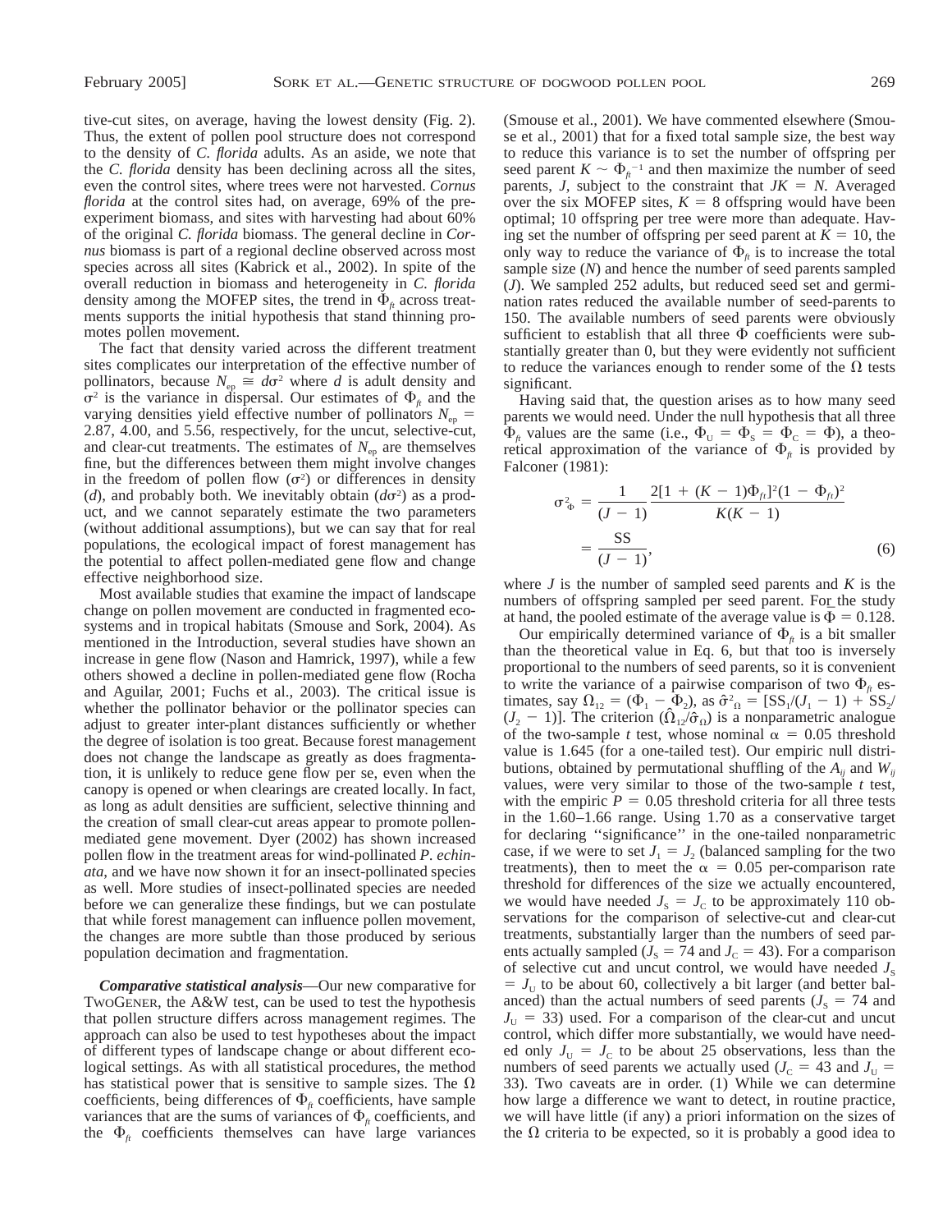tive-cut sites, on average, having the lowest density (Fig. 2). Thus, the extent of pollen pool structure does not correspond to the density of *C. florida* adults. As an aside, we note that the *C. florida* density has been declining across all the sites, even the control sites, where trees were not harvested. *Cornus florida* at the control sites had, on average, 69% of the pre-experiment biomass, and sites with harvesting had about 60% of the original *C. florida* biomass. The general decline in *Cornus* biomass is part of a regional decline observed across most species across all sites (Kabrick et al., 2002). In spite of the overall reduction in biomass and heterogeneity in *C. florida* density among the MOFEP sites, the trend in $\Phi_{ft}$ across treatments supports the initial hypothesis that stand thinning promotes pollen movement.

The fact that density varied across the different treatment sites complicates our interpretation of the effective number of pollinators, because $N_{ep} \cong d\sigma^2$ where $d$ is adult density and $\sigma^2$ is the variance in dispersal. Our estimates of $\Phi_{ft}$ and the varying densities yield effective number of pollinators $N_{ep}$ = 2.87, 4.00, and 5.56, respectively, for the uncut, selective-cut, and clear-cut treatments. The estimates of $N_{ep}$ are themselves fine, but the differences between them might involve changes in the freedom of pollen flow ($\sigma^2$) or differences in density ($d$), and probably both. We inevitably obtain ($d\sigma^2$) as a product, and we cannot separately estimate the two parameters (without additional assumptions), but we can say that for real populations, the ecological impact of forest management has the potential to affect pollen-mediated gene flow and change effective neighborhood size.

Most available studies that examine the impact of landscape change on pollen movement are conducted in fragmented ecosystems and in tropical habitats (Smouse and Sork, 2004). As mentioned in the Introduction, several studies have shown an increase in gene flow (Nason and Hamrick, 1997), while a few others showed a decline in pollen-mediated gene flow (Rocha and Aguilar, 2001; Fuchs et al., 2003). The critical issue is whether the pollinator behavior or the pollinator species can adjust to greater inter-plant distances sufficiently or whether the degree of isolation is too great. Because forest management does not change the landscape as greatly as does fragmentation, it is unlikely to reduce gene flow per se, even when the canopy is opened or when clearings are created locally. In fact, as long as adult densities are sufficient, selective thinning and the creation of small clear-cut areas appear to promote pollen-mediated gene movement. Dyer (2002) has shown increased pollen flow in the treatment areas for wind-pollinated *P. echinata*, and we have now shown it for an insect-pollinated species as well. More studies of insect-pollinated species are needed before we can generalize these findings, but we can postulate that while forest management can influence pollen movement, the changes are more subtle than those produced by serious population decimation and fragmentation.

***Comparative statistical analysis***—Our new comparative for TwoGener, the A&W test, can be used to test the hypothesis that pollen structure differs across management regimes. The approach can also be used to test hypotheses about the impact of different types of landscape change or about different ecological settings. As with all statistical procedures, the method has statistical power that is sensitive to sample sizes. The $\Omega$ coefficients, being differences of $\Phi_{ft}$ coefficients, have sample variances that are the sums of variances of $\Phi_{ft}$ coefficients, and the $\Phi_{ft}$ coefficients themselves can have large variances (Smouse et al., 2001). We have commented elsewhere (Smouse et al., 2001) that for a fixed total sample size, the best way to reduce this variance is to set the number of offspring per seed parent $K \sim \Phi_{ft}^{-1}$ and then maximize the number of seed parents, $J$, subject to the constraint that $JK = N$. Averaged over the six MOFEP sites, $K = 8$ offspring would have been optimal; 10 offspring per tree were more than adequate. Having set the number of offspring per seed parent at $K = 10$, the only way to reduce the variance of $\Phi_{ft}$ is to increase the total sample size ($N$) and hence the number of seed parents sampled ($J$). We sampled 252 adults, but reduced seed set and germination rates reduced the available number of seed-parents to 150. The available numbers of seed parents were obviously sufficient to establish that all three $\Phi$ coefficients were substantially greater than 0, but they were evidently not sufficient to reduce the variances enough to render some of the $\Omega$ tests significant.

Having said that, the question arises as to how many seed parents we would need. Under the null hypothesis that all three $\Phi_{ft}$ values are the same (i.e., $\Phi_U = \Phi_S = \Phi_C = \Phi$), a theoretical approximation of the variance of $\Phi_{ft}$ is provided by Falconer (1981):

$$\sigma^2_{\Phi} = \frac{1}{(J-1)} \frac{2[1 + (K-1)\Phi_{ft}]^2(1 - \Phi_{ft})^2}{K(K-1)} = \frac{SS}{(J-1)}, \tag{6}$$

where $J$ is the number of sampled seed parents and $K$ is the numbers of offspring sampled per seed parent. For the study at hand, the pooled estimate of the average value is $\bar{\Phi} = 0.128$.

Our empirically determined variance of $\Phi_{ft}$ is a bit smaller than the theoretical value in Eq. 6, but that too is inversely proportional to the numbers of seed parents, so it is convenient to write the variance of a pairwise comparison of two $\Phi_{ft}$ estimates, say $\Omega_{12} = (\Phi_1 - \Phi_2)$, as $\hat{\sigma}^2_{\Omega} = [SS_1/(J_1 - 1) + SS_2/(J_2 - 1)]$. The criterion $(\hat{\Omega}_{12}/\hat{\sigma}_{\Omega})$ is a nonparametric analogue of the two-sample $t$ test, whose nominal $\alpha = 0.05$ threshold value is 1.645 (for a one-tailed test). Our empiric null distributions, obtained by permutational shuffling of the $A_{ij}$ and $W_{ij}$ values, were very similar to those of the two-sample $t$ test, with the empiric $P = 0.05$ threshold criteria for all three tests in the 1.60–1.66 range. Using 1.70 as a conservative target for declaring ''significance'' in the one-tailed nonparametric case, if we were to set $J_1 = J_2$ (balanced sampling for the two treatments), then to meet the $\alpha = 0.05$ per-comparison rate threshold for differences of the size we actually encountered, we would have needed $J_S = J_C$ to be approximately 110 observations for the comparison of selective-cut and clear-cut treatments, substantially larger than the numbers of seed parents actually sampled ($J_S = 74$ and $J_C = 43$). For a comparison of selective cut and uncut control, we would have needed $J_S = J_U$ to be about 60, collectively a bit larger (and better balanced) than the actual numbers of seed parents ($J_S = 74$ and $J_U = 33$) used. For a comparison of the clear-cut and uncut control, which differ more substantially, we would have needed only $J_U = J_C$ to be about 25 observations, less than the numbers of seed parents we actually used ($J_C = 43$ and $J_U = 33$). Two caveats are in order. (1) While we can determine how large a difference we want to detect, in routine practice, we will have little (if any) a priori information on the sizes of the $\Omega$ criteria to be expected, so it is probably a good idea to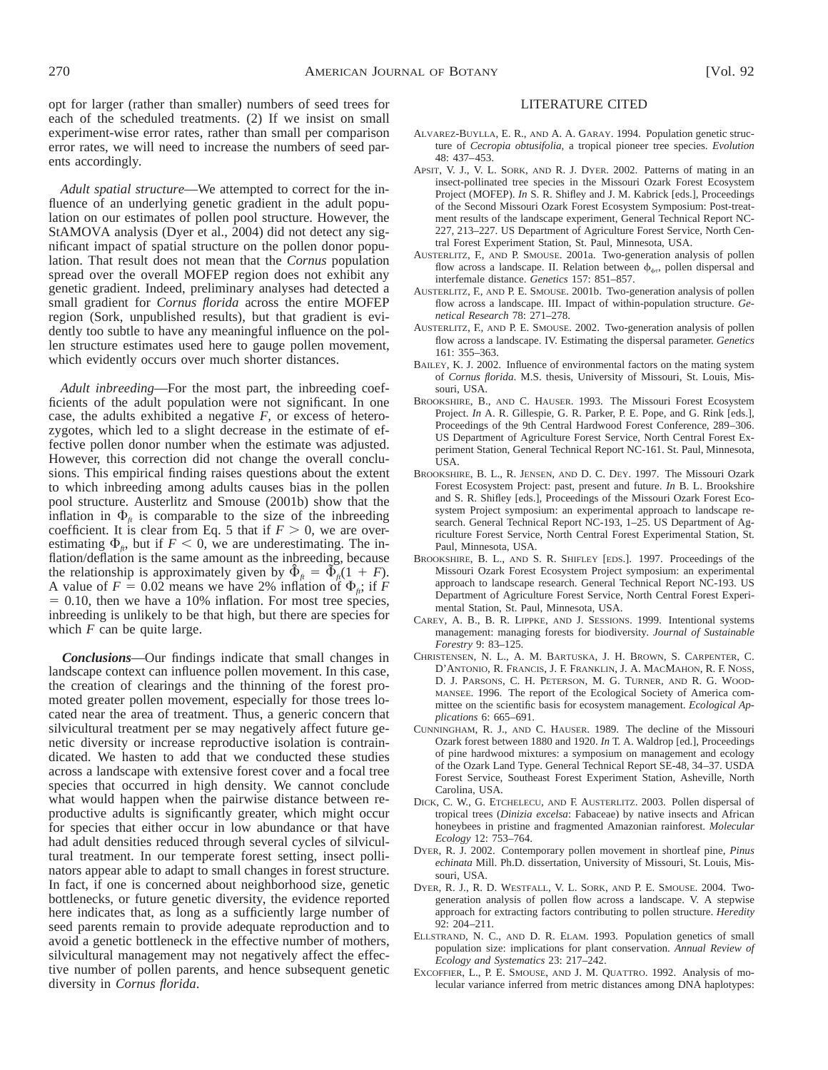opt for larger (rather than smaller) numbers of seed trees for each of the scheduled treatments. (2) If we insist on small experiment-wise error rates, rather than small per comparison error rates, we will need to increase the numbers of seed parents accordingly.

*Adult spatial structure*—We attempted to correct for the influence of an underlying genetic gradient in the adult population on our estimates of pollen pool structure. However, the StAMOVA analysis (Dyer et al., 2004) did not detect any significant impact of spatial structure on the pollen donor population. That result does not mean that the *Cornus* population spread over the overall MOFEP region does not exhibit any genetic gradient. Indeed, preliminary analyses had detected a small gradient for *Cornus florida* across the entire MOFEP region (Sork, unpublished results), but that gradient is evidently too subtle to have any meaningful influence on the pollen structure estimates used here to gauge pollen movement, which evidently occurs over much shorter distances.

*Adult inbreeding*—For the most part, the inbreeding coefficients of the adult population were not significant. In one case, the adults exhibited a negative $F$, or excess of heterozygotes, which led to a slight decrease in the estimate of effective pollen donor number when the estimate was adjusted. However, this correction did not change the overall conclusions. This empirical finding raises questions about the extent to which inbreeding among adults causes bias in the pollen pool structure. Austerlitz and Smouse (2001b) show that the inflation in $\Phi_{ft}$ is comparable to the size of the inbreeding coefficient. It is clear from Eq. 5 that if $F > 0$, we are overestimating $\Phi_{ft}$, but if $F < 0$, we are underestimating. The inflation/deflation is the same amount as the inbreeding, because the relationship is approximately given by $\hat{\Phi}_{ft} = \tilde{\Phi}_{ft}(1 + F)$. A value of $F = 0.02$ means we have 2% inflation of $\Phi_{ft}$; if $F = 0.10$, then we have a 10% inflation. For most tree species, inbreeding is unlikely to be that high, but there are species for which $F$ can be quite large.

***Conclusions***—Our findings indicate that small changes in landscape context can influence pollen movement. In this case, the creation of clearings and the thinning of the forest promoted greater pollen movement, especially for those trees located near the area of treatment. Thus, a generic concern that silvicultural treatment per se may negatively affect future genetic diversity or increase reproductive isolation is contraindicated. We hasten to add that we conducted these studies across a landscape with extensive forest cover and a focal tree species that occurred in high density. We cannot conclude what would happen when the pairwise distance between reproductive adults is significantly greater, which might occur for species that either occur in low abundance or that have had adult densities reduced through several cycles of silvicultural treatment. In our temperate forest setting, insect pollinators appear able to adapt to small changes in forest structure. In fact, if one is concerned about neighborhood size, genetic bottlenecks, or future genetic diversity, the evidence reported here indicates that, as long as a sufficiently large number of seed parents remain to provide adequate reproduction and to avoid a genetic bottleneck in the effective number of mothers, silvicultural management may not negatively affect the effective number of pollen parents, and hence subsequent genetic diversity in *Cornus florida*.

## LITERATURE CITED

Alvarez-Buylla, E. R., and A. A. Garay. 1994. Population genetic structure of *Cecropia obtusifolia*, a tropical pioneer tree species. *Evolution* 48: 437–453.

Apsit, V. J., V. L. Sork, and R. J. Dyer. 2002. Patterns of mating in an insect-pollinated tree species in the Missouri Ozark Forest Ecosystem Project (MOFEP). *In* S. R. Shifley and J. M. Kabrick [eds.], Proceedings of the Second Missouri Ozark Forest Ecosystem Symposium: Post-treatment results of the landscape experiment, General Technical Report NC-227, 213–227. US Department of Agriculture Forest Service, North Central Forest Experiment Station, St. Paul, Minnesota, USA.

Austerlitz, F., and P. Smouse. 2001a. Two-generation analysis of pollen flow across a landscape. II. Relation between $\phi_{ft}$, pollen dispersal and interfemale distance. *Genetics* 157: 851–857.

Austerlitz, F., and P. E. Smouse. 2001b. Two-generation analysis of pollen flow across a landscape. III. Impact of within-population structure. *Genetical Research* 78: 271–278.

Austerlitz, F., and P. E. Smouse. 2002. Two-generation analysis of pollen flow across a landscape. IV. Estimating the dispersal parameter. *Genetics* 161: 355–363.

Bailey, K. J. 2002. Influence of environmental factors on the mating system of *Cornus florida*. M.S. thesis, University of Missouri, St. Louis, Missouri, USA.

Brookshire, B., and C. Hauser. 1993. The Missouri Forest Ecosystem Project. *In* A. R. Gillespie, G. R. Parker, P. E. Pope, and G. Rink [eds.], Proceedings of the 9th Central Hardwood Forest Conference, 289–306. US Department of Agriculture Forest Service, North Central Forest Experiment Station, General Technical Report NC-161. St. Paul, Minnesota, USA.

Brookshire, B. L., R. Jensen, and D. C. Dey. 1997. The Missouri Ozark Forest Ecosystem Project: past, present and future. *In* B. L. Brookshire and S. R. Shifley [eds.], Proceedings of the Missouri Ozark Forest Ecosystem Project symposium: an experimental approach to landscape research. General Technical Report NC-193, 1–25. US Department of Agriculture Forest Service, North Central Forest Experimental Station, St. Paul, Minnesota, USA.

Brookshire, B. L., and S. R. Shifley [eds.]. 1997. Proceedings of the Missouri Ozark Forest Ecosystem Project symposium: an experimental approach to landscape research. General Technical Report NC-193. US Department of Agriculture Forest Service, North Central Forest Experimental Station, St. Paul, Minnesota, USA.

Carey, A. B., B. R. Lippke, and J. Sessions. 1999. Intentional systems management: managing forests for biodiversity. *Journal of Sustainable Forestry* 9: 83–125.

Christensen, N. L., A. M. Bartuska, J. H. Brown, S. Carpenter, C. D'Antonio, R. Francis, J. F. Franklin, J. A. MacMahon, R. F. Noss, D. J. Parsons, C. H. Peterson, M. G. Turner, and R. G. Woodmansee. 1996. The report of the Ecological Society of America committee on the scientific basis for ecosystem management. *Ecological Applications* 6: 665–691.

Cunningham, R. J., and C. Hauser. 1989. The decline of the Missouri Ozark forest between 1880 and 1920. *In* T. A. Waldrop [ed.], Proceedings of pine hardwood mixtures: a symposium on management and ecology of the Ozark Land Type. General Technical Report SE-48, 34–37. USDA Forest Service, Southeast Forest Experiment Station, Asheville, North Carolina, USA.

Dick, C. W., G. Etchelecu, and F. Austerlitz. 2003. Pollen dispersal of tropical trees (*Dinizia excelsa*: Fabaceae) by native insects and African honeybees in pristine and fragmented Amazonian rainforest. *Molecular Ecology* 12: 753–764.

Dyer, R. J. 2002. Contemporary pollen movement in shortleaf pine, *Pinus echinata* Mill. Ph.D. dissertation, University of Missouri, St. Louis, Missouri, USA.

Dyer, R. J., R. D. Westfall, V. L. Sork, and P. E. Smouse. 2004. Two-generation analysis of pollen flow across a landscape. V. A stepwise approach for extracting factors contributing to pollen structure. *Heredity* 92: 204–211.

Ellstrand, N. C., and D. R. Elam. 1993. Population genetics of small population size: implications for plant conservation. *Annual Review of Ecology and Systematics* 23: 217–242.

Excoffier, L., P. E. Smouse, and J. M. Quattro. 1992. Analysis of molecular variance inferred from metric distances among DNA haplotypes: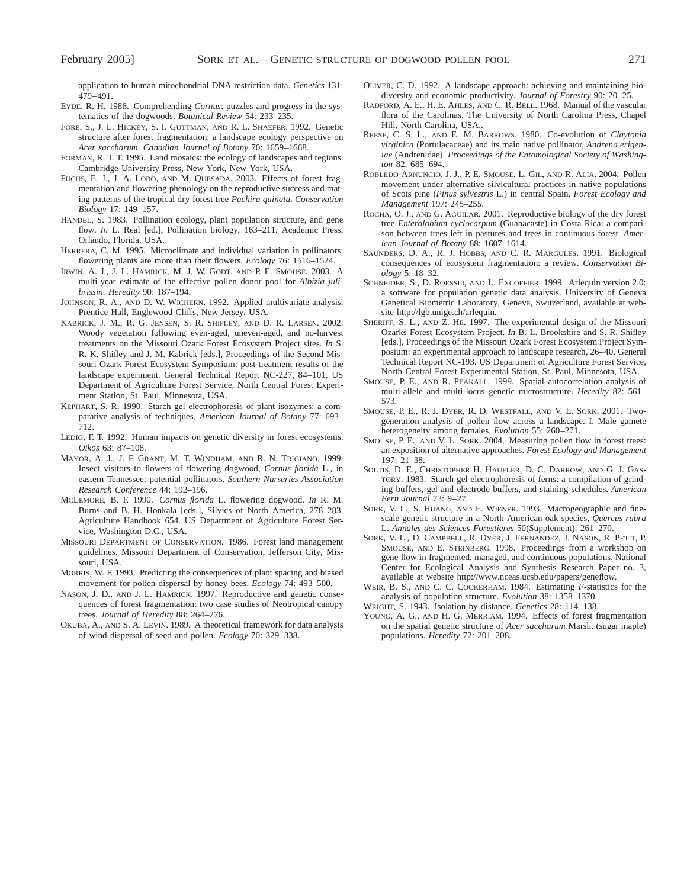application to human mitochondrial DNA restriction data. *Genetics* 131: 479–491.

EYDE, R. H. 1988. Comprehending *Cornus*: puzzles and progress in the systematics of the dogwoods. *Botanical Review* 54: 233–235.

FORE, S., J. L. HICKEY, S. I. GUTTMAN, AND R. L. SHAEFER. 1992. Genetic structure after forest fragmentation: a landscape ecology perspective on *Acer saccharum*. *Canadian Journal of Botany* 70: 1659–1668.

FORMAN, R. T. T. 1995. Land mosaics: the ecology of landscapes and regions. Cambridge University Press, New York, New York, USA.

FUCHS, E. J., J. A. LOBO, AND M. QUESADA. 2003. Effects of forest fragmentation and flowering phenology on the reproductive success and mating patterns of the tropical dry forest tree *Pachira quinata*. *Conservation Biology* 17: 149–157.

HANDEL, S. 1983. Pollination ecology, plant population structure, and gene flow. *In* L. Real [ed.], Pollination biology, 163–211. Academic Press, Orlando, Florida, USA.

HERRERA, C. M. 1995. Microclimate and individual variation in pollinators: flowering plants are more than their flowers. *Ecology* 76: 1516–1524.

IRWIN, A. J., J. L. HAMRICK, M. J. W. GODT, AND P. E. SMOUSE. 2003. A multi-year estimate of the effective pollen donor pool for *Albizia julibrissin*. *Heredity* 90: 187–194.

JOHNSON, R. A., AND D. W. WICHERN. 1992. Applied multivariate analysis. Prentice Hall, Englewood Cliffs, New Jersey, USA.

KABRICK, J. M., R. G. JENSEN, S. R. SHIFLEY, AND D. R. LARSEN. 2002. Woody vegetation following even-aged, uneven-aged, and no-harvest treatments on the Missouri Ozark Forest Ecosystem Project sites. *In* S. R. K. Shifley and J. M. Kabrick [eds.], Proceedings of the Second Missouri Ozark Forest Ecosystem Symposium: post-treatment results of the landscape experiment. General Technical Report NC-227, 84–101. US Department of Agriculture Forest Service, North Central Forest Experiment Station, St. Paul, Minnesota, USA.

KEPHART, S. R. 1990. Starch gel electrophoresis of plant isozymes: a comparative analysis of techniques. *American Journal of Botany* 77: 693–712.

LEDIG, F. T. 1992. Human impacts on genetic diversity in forest ecosystems. *Oikos* 63: 87–108.

MAYOR, A. J., J. F. GRANT, M. T. WINDHAM, AND R. N. TRIGIANO. 1999. Insect visitors to flowers of flowering dogwood, *Cornus florida* L., in eastern Tennessee: potential pollinators. *Southern Nurseries Association Research Conference* 44: 192–196.

MCLEMORE, B. F. 1990. *Cornus florida* L. flowering dogwood. *In* R. M. Burns and B. H. Honkala [eds.], Silvics of North America, 278–283. Agriculture Handbook 654. US Department of Agriculture Forest Service, Washington D.C., USA.

MISSOURI DEPARTMENT OF CONSERVATION. 1986. Forest land management guidelines. Missouri Department of Conservation, Jefferson City, Missouri, USA.

MORRIS, W. F. 1993. Predicting the consequences of plant spacing and biased movement for pollen dispersal by honey bees. *Ecology* 74: 493–500.

NASON, J. D., AND J. L. HAMRICK. 1997. Reproductive and genetic consequences of forest fragmentation: two case studies of Neotropical canopy trees. *Journal of Heredity* 88: 264–276.

OKUBA, A., AND S. A. LEVIN. 1989. A theoretical framework for data analysis of wind dispersal of seed and pollen. *Ecology* 70: 329–338.

OLIVER, C. D. 1992. A landscape approach: achieving and maintaining biodiversity and economic productivity. *Journal of Forestry* 90: 20–25.

RADFORD, A. E., H. E. AHLES, AND C. R. BELL. 1968. Manual of the vascular flora of the Carolinas. The University of North Carolina Press, Chapel Hill, North Carolina, USA..

REESE, C. S. L., AND E. M. BARROWS. 1980. Co-evolution of *Claytonia virginica* (Portulacaceae) and its main native pollinator, *Andrena erigeniae* (Andrenidae). *Proceedings of the Entomological Society of Washington* 82: 685–694.

ROBLEDO-ARNUNCIO, J. J., P. E. SMOUSE, L. GIL, AND R. ALIA. 2004. Pollen movement under alternative silvicultural practices in native populations of Scots pine (*Pinus sylvestris* L.) in central Spain. *Forest Ecology and Management* 197: 245–255.

ROCHA, O. J., AND G. AGUILAR. 2001. Reproductive biology of the dry forest tree *Enterolobium cyclocarpum* (Guanacaste) in Costa Rica: a comparison between trees left in pastures and trees in continuous forest. *American Journal of Botany* 88: 1607–1614.

SAUNDERS, D. A., R. J. HOBBS, AND C. R. MARGULES. 1991. Biological consequences of ecosystem fragmentation: a review. *Conservation Biology* 5: 18–32.

SCHNEIDER, S., D. ROESSLI, AND L. EXCOFFIER. 1999. Arlequin version 2.0: a software for population genetic data analysis. University of Geneva Genetical Biometric Laboratory, Geneva, Switzerland, available at website http://lgb.unige.ch/arlequin.

SHERIFF, S. L., AND Z. HE. 1997. The experimental design of the Missouri Ozarks Forest Ecosystem Project. *In* B. L. Brookshire and S. R. Shifley [eds.], Proceedings of the Missouri Ozark Forest Ecosystem Project Symposium: an experimental approach to landscape research, 26–40. General Technical Report NC-193. US Department of Agriculture Forest Service, North Central Forest Experimental Station, St. Paul, Minnesota, USA.

SMOUSE, P. E., AND R. PEAKALL. 1999. Spatial autocorrelation analysis of multi-allele and multi-locus genetic microstructure. *Heredity* 82: 561–573.

SMOUSE, P. E., R. J. DYER, R. D. WESTFALL, AND V. L. SORK. 2001. Two-generation analysis of pollen flow across a landscape. I. Male gamete heterogeneity among females. *Evolution* 55: 260–271.

SMOUSE, P. E., AND V. L. SORK. 2004. Measuring pollen flow in forest trees: an exposition of alternative approaches. *Forest Ecology and Management* 197: 21–38.

SOLTIS, D. E., CHRISTOPHER H. HAUFLER, D. C. DARROW, AND G. J. GASTORY. 1983. Starch gel electrophoresis of ferns: a compilation of grinding buffers, gel and electrode buffers, and staining schedules. *American Fern Journal* 73: 9–27.

SORK, V. L., S. HUANG, AND E. WIENER. 1993. Macrogeographic and fine-scale genetic structure in a North American oak species, *Quercus rubra* L. *Annales des Sciences Forestieres* 50(Supplement): 261–270.

SORK, V. L., D. CAMPBELL, R. DYER, J. FERNANDEZ, J. NASON, R. PETIT, P. SMOUSE, AND E. STEINBERG. 1998. Proceedings from a workshop on gene flow in fragmented, managed, and continuous populations. National Center for Ecological Analysis and Synthesis Research Paper no. 3, available at website http://www.nceas.ucsb.edu/papers/geneflow.

WEIR, B. S., AND C. C. COCKERHAM. 1984. Estimating *F*-statistics for the analysis of population structure. *Evolution* 38: 1358–1370.

WRIGHT, S. 1943. Isolation by distance. *Genetics* 28: 114–138.

YOUNG, A. G., AND H. G. MERRIAM. 1994. Effects of forest fragmentation on the spatial genetic structure of *Acer saccharum* Marsh. (sugar maple) populations. *Heredity* 72: 201–208.